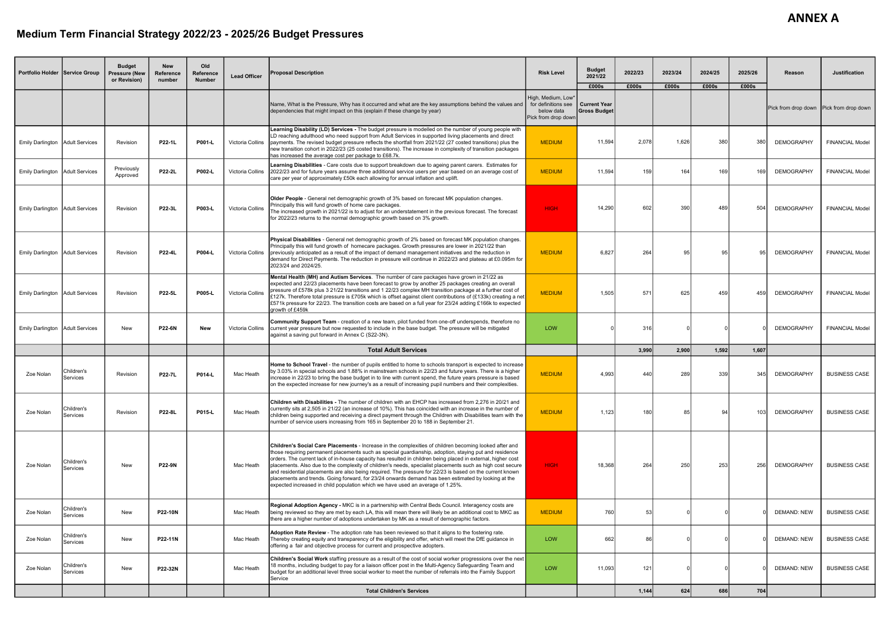**ANNEX A**

# Medium Term Financial Strategy 2022/23 - 2025/26 Budget Pressures

| Portfolio Holder | Service Group | Budget Pressure (New or Revision) | New Reference number | Old Reference Number | Lead Officer | Proposal Description | Risk Level | Budget 2021/22 | 2022/23 | 2023/24 | 2024/25 | 2025/26 | Reason | Justification |
|---|---|---|---|---|---|---|---|---|---|---|---|---|---|---|
| | | | | | | | | £000s | £000s | £000s | £000s | £000s | | |
| | | | | | | Name, What is the Pressure, Why has it occurred and what are the key assumptions behind the values and dependencies that might impact on this (explain if these change by year) | High, Medium, Low* for definitions see below data Pick from drop down | Current Year Gross Budget | | | | | Pick from drop down | Pick from drop down |
| Emily Darlington | Adult Services | Revision | P22-1L | P001-L | Victoria Collins | **Learning Disability (LD) Services -** The budget pressure is modelled on the number of young people with LD reaching adulthood who need support from Adult Services in supported living placements and direct payments. The revised budget pressure reflects the shortfall from 2021/22 (27 costed transitions) plus the new transition cohort in 2022/23 (25 costed transitions). The increase in complexity of transition packages has increased the average cost per package to £68.7k. | MEDIUM | 11,594 | 2,078 | 1,626 | 380 | 380 | DEMOGRAPHY | FINANCIAL Model |
| Emily Darlington | Adult Services | Previously Approved | P22-2L | P002-L | Victoria Collins | **Learning Disabilities** - Care costs due to support breakdown due to ageing parent carers. Estimates for 2022/23 and for future years assume three additional service users per year based on an average cost of care per year of approximately £50k each allowing for annual inflation and uplift. | MEDIUM | 11,594 | 159 | 164 | 169 | 169 | DEMOGRAPHY | FINANCIAL Model |
| Emily Darlington | Adult Services | Revision | P22-3L | P003-L | Victoria Collins | **Older People** - General net demographic growth of 3% based on forecast MK population changes. Principally this will fund growth of home care packages. The increased growth in 2021/22 is to adjust for an understatement in the previous forecast. The forecast for 2022/23 returns to the normal demographic growth based on 3% growth. | HIGH | 14,290 | 602 | 390 | 489 | 504 | DEMOGRAPHY | FINANCIAL Model |
| Emily Darlington | Adult Services | Revision | P22-4L | P004-L | Victoria Collins | **Physical Disabilities** - General net demographic growth of 2% based on forecast MK population changes. Principally this will fund growth of homecare packages. Growth pressures are lower in 2021/22 than previously anticipated as a result of the impact of demand management initiatives and the reduction in demand for Direct Payments. The reduction in pressure will continue in 2022/23 and plateau at £0.095m for 2023/24 and 2024/25. | MEDIUM | 6,827 | 264 | 95 | 95 | 95 | DEMOGRAPHY | FINANCIAL Model |
| Emily Darlington | Adult Services | Revision | P22-5L | P005-L | Victoria Collins | **Mental Health (MH) and Autism Services**. The number of care packages have grown in 21/22 as expected and 22/23 placements have been forecast to grow by another 25 packages creating an overall pressure of £578k plus 3 21/22 transitions and 1 22/23 complex MH transition package at a further cost of £127k. Therefore total pressure is £705k which is offset against client contributions of (£133k) creating a net £571k pressure for 22/23. The transition costs are based on a full year for 23/24 adding £166k to expected growth of £459k | MEDIUM | 1,505 | 571 | 625 | 459 | 459 | DEMOGRAPHY | FINANCIAL Model |
| Emily Darlington | Adult Services | New | P22-6N | New | Victoria Collins | **Community Support Team** - creation of a new team, pilot funded from one-off underspends, therefore no current year pressure but now requested to include in the base budget. The pressure will be mitigated against a saving put forward in Annex C (S22-3N). | LOW | 0 | 316 | 0 | 0 | 0 | DEMOGRAPHY | FINANCIAL Model |
| | | | | | | **Total Adult Services** | | | **3,990** | **2,900** | **1,592** | **1,607** | | |
| Zoe Nolan | Children's Services | Revision | P22-7L | P014-L | Mac Heath | **Home to School Travel** - the number of pupils entitled to home to schools transport is expected to increase by 3.03% in special schools and 1.88% in mainstream schools in 22/23 and future years. There is a higher increase in 22/23 to bring the base budget in to line with current spend, the future years pressure is based on the expected increase for new journey's as a result of increasing pupil numbers and their complexities. | MEDIUM | 4,993 | 440 | 289 | 339 | 345 | DEMOGRAPHY | BUSINESS CASE |
| Zoe Nolan | Children's Services | Revision | P22-8L | P015-L | Mac Heath | **Children with Disabilities -** The number of children with an EHCP has increased from 2,276 in 20/21 and currently sits at 2,505 in 21/22 (an increase of 10%). This has coincided with an increase in the number of children being supported and receiving a direct payment through the Children with Disabilities team with the number of service users increasing from 165 in September 20 to 188 in September 21. | MEDIUM | 1,123 | 180 | 85 | 94 | 103 | DEMOGRAPHY | BUSINESS CASE |
| Zoe Nolan | Children's Services | New | P22-9N | | Mac Heath | **Children's Social Care Placements** - Increase in the complexities of children becoming looked after and those requiring permanent placements such as special guardianship, adoption, staying put and residence orders. The current lack of in-house capacity has resulted in children being placed in external, higher cost placements. Also due to the complexity of children's needs, specialist placements such as high cost secure and residential placements are also being required. The pressure for 22/23 is based on the current known placements and trends. Going forward, for 23/24 onwards demand has been estimated by looking at the expected increased in child population which we have used an average of 1.25%. | HIGH | 18,368 | 264 | 250 | 253 | 256 | DEMOGRAPHY | BUSINESS CASE |
| Zoe Nolan | Children's Services | New | P22-10N | | Mac Heath | **Regional Adoption Agency -** MKC is in a partnership with Central Beds Council. Interagency costs are being reviewed so they are met by each LA, this will mean there will likely be an additional cost to MKC as there are a higher number of adoptions undertaken by MK as a result of demographic factors. | MEDIUM | 760 | 53 | 0 | 0 | 0 | DEMAND: NEW | BUSINESS CASE |
| Zoe Nolan | Children's Services | New | P22-11N | | Mac Heath | **Adoption Rate Review** - The adoption rate has been reviewed so that it aligns to the fostering rate. Thereby creating equity and transparency of the eligibility and offer, which will meet the DfE guidance in offering a fair and objective process for current and prospective adopters. | LOW | 662 | 86 | 0 | 0 | 0 | DEMAND: NEW | BUSINESS CASE |
| Zoe Nolan | Children's Services | New | P22-32N | | Mac Heath | **Children's Social Work** staffing pressure as a result of the cost of social worker progressions over the next 18 months, including budget to pay for a liaison officer post in the Multi-Agency Safeguarding Team and budget for an additional level three social worker to meet the number of referrals into the Family Support Service | LOW | 11,093 | 121 | 0 | 0 | 0 | DEMAND: NEW | BUSINESS CASE |
| | | | | | | **Total Children's Services** | | | **1,144** | **624** | **686** | **704** | | |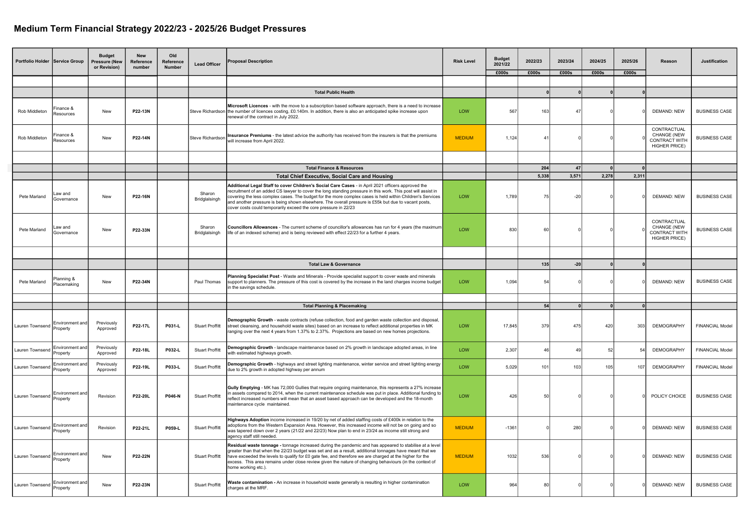# Medium Term Financial Strategy 2022/23 - 2025/26 Budget Pressures

| Portfolio Holder | Service Group | Budget Pressure (New or Revision) | New Reference number | Old Reference Number | Lead Officer | Proposal Description | Risk Level | Budget 2021/22 | 2022/23 | 2023/24 | 2024/25 | 2025/26 | Reason | Justification |
|---|---|---|---|---|---|---|---|---|---|---|---|---|---|---|
| | | | | | | | | £000s | £000s | £000s | £000s | £000s | | |
| | | | | | | | | | | | | | | |
| | | | | | | **Total Public Health** | | | **0** | **0** | **0** | **0** | | |
| Rob Middleton | Finance & Resources | New | **P22-13N** | | Steve Richardson | **Microsoft Licences** - with the move to a subscription based software approach, there is a need to increase the number of licences costing, £0.140m. In addition, there is also an anticipated spike increase upon renewal of the contract in July 2022. | LOW | 567 | 163 | 47 | 0 | 0 | DEMAND: NEW | BUSINESS CASE |
| Rob Middleton | Finance & Resources | New | **P22-14N** | | Steve Richardson | **Insurance Premiums** - the latest advice the authority has received from the insurers is that the premiums will increase from April 2022. | MEDIUM | 1,124 | 41 | 0 | 0 | 0 | CONTRACTUAL CHANGE (NEW CONTRACT WITH HIGHER PRICE) | BUSINESS CASE |
| | | | | | | | | | | | | | | |
| | | | | | | **Total Finance & Resources** | | | **204** | **47** | **0** | **0** | | |
| | | | | | | **Total Chief Executive, Social Care and Housing** | | | **5,338** | **3,571** | **2,278** | **2,311** | | |
| Pete Marland | Law and Governance | New | **P22-16N** | | Sharon Bridglalsingh | **Additional Legal Staff to cover Children's Social Care Cases** - in April 2021 officers approved the recruitment of an added CS lawyer to cover the long standing pressure in this work. This post will assist in covering the less complex cases. The budget for the more complex cases is held within Children's Services and another pressure is being shown elsewhere. The overall pressure is £55k but due to vacant posts, cover costs could temporarily exceed the core pressure in 22/23 | LOW | 1,789 | 75 | -20 | 0 | 0 | DEMAND: NEW | BUSINESS CASE |
| Pete Marland | Law and Governance | New | **P22-33N** | | Sharon Bridglalsingh | **Councillors Allowances** - The current scheme of councillor's allowances has run for 4 years (the maximum life of an indexed scheme) and is being reviewed with effect 22/23 for a further 4 years. | LOW | 830 | 60 | 0 | 0 | 0 | CONTRACTUAL CHANGE (NEW CONTRACT WITH HIGHER PRICE) | BUSINESS CASE |
| | | | | | | | | | | | | | | |
| | | | | | | **Total Law & Governance** | | | **135** | **-20** | **0** | **0** | | |
| Pete Marland | Planning & Placemaking | New | **P22-34N** | | Paul Thomas | **Planning Specialist Post** - Waste and Minerals - Provide specialist support to cover waste and minerals support to planners. The pressure of this cost is covered by the increase in the land charges income budget in the savings schedule. | LOW | 1,094 | 54 | 0 | 0 | 0 | DEMAND: NEW | BUSINESS CASE |
| | | | | | | | | | | | | | | |
| | | | | | | **Total Planning & Placemaking** | | | **54** | **0** | **0** | **0** | | |
| Lauren Townsend | Environment and Property | Previously Approved | **P22-17L** | **P031-L** | Stuart Proffitt | **Demographic Growth** - waste contracts (refuse collection, food and garden waste collection and disposal, street cleansing, and household waste sites) based on an increase to reflect additional properties in MK ranging over the next 4 years from 1.37% to 2.37%. Projections are based on new homes projections. | LOW | 17,845 | 379 | 475 | 420 | 303 | DEMOGRAPHY | FINANCIAL Model |
| Lauren Townsend | Environment and Property | Previously Approved | **P22-18L** | **P032-L** | Stuart Proffitt | **Demographic Growth** - landscape maintenance based on 2% growth in landscape adopted areas, in line with estimated highways growth. | LOW | 2,307 | 46 | 49 | 52 | 54 | DEMOGRAPHY | FINANCIAL Model |
| Lauren Townsend | Environment and Property | Previously Approved | **P22-19L** | **P033-L** | Stuart Proffitt | **Demographic Growth** - highways and street lighting maintenance, winter service and street lighting energy due to 2% growth in adopted highway per annum | LOW | 5,029 | 101 | 103 | 105 | 107 | DEMOGRAPHY | FINANCIAL Model |
| Lauren Townsend | Environment and Property | Revision | **P22-20L** | **P046-N** | Stuart Proffitt | **Gully Emptying** - MK has 72,000 Gullies that require ongoing maintenance, this represents a 27% increase in assets compared to 2014, when the current maintenance schedule was put in place. Additional funding to reflect increased numbers will mean that an asset based approach can be developed and the 18-month maintenance cycle maintained. | LOW | 426 | 50 | 0 | 0 | 0 | POLICY CHOICE | BUSINESS CASE |
| Lauren Townsend | Environment and Property | Revision | **P22-21L** | **P059-L** | Stuart Proffitt | **Highways Adoption** income increased in 19/20 by net of added staffing costs of £400k in relation to the adoptions from the Western Expansion Area. However, this increased income will not be on going and so was tapered down over 2 years (21/22 and 22/23) Now plan to end in 23/24 as income still strong and agency staff still needed. | MEDIUM | -1361 | 0 | 280 | 0 | 0 | DEMAND: NEW | BUSINESS CASE |
| Lauren Townsend | Environment and Property | New | **P22-22N** | | Stuart Proffitt | **Residual waste tonnage -** tonnage increased during the pandemic and has appeared to stabilise at a level greater than that when the 22/23 budget was set and as a result, additional tonnages have meant that we have exceeded the levels to qualify for £0 gate fee, and therefore we are charged at the higher for the excess. This area remains under close review given the nature of changing behaviours (in the context of home working etc.). | MEDIUM | 1032 | 536 | 0 | 0 | 0 | DEMAND: NEW | BUSINESS CASE |
| Lauren Townsend | Environment and Property | New | **P22-23N** | | Stuart Proffitt | **Waste contamination -** An increase in household waste generally is resulting in higher contamination charges at the MRF. | LOW | 964 | 80 | 0 | 0 | 0 | DEMAND: NEW | BUSINESS CASE |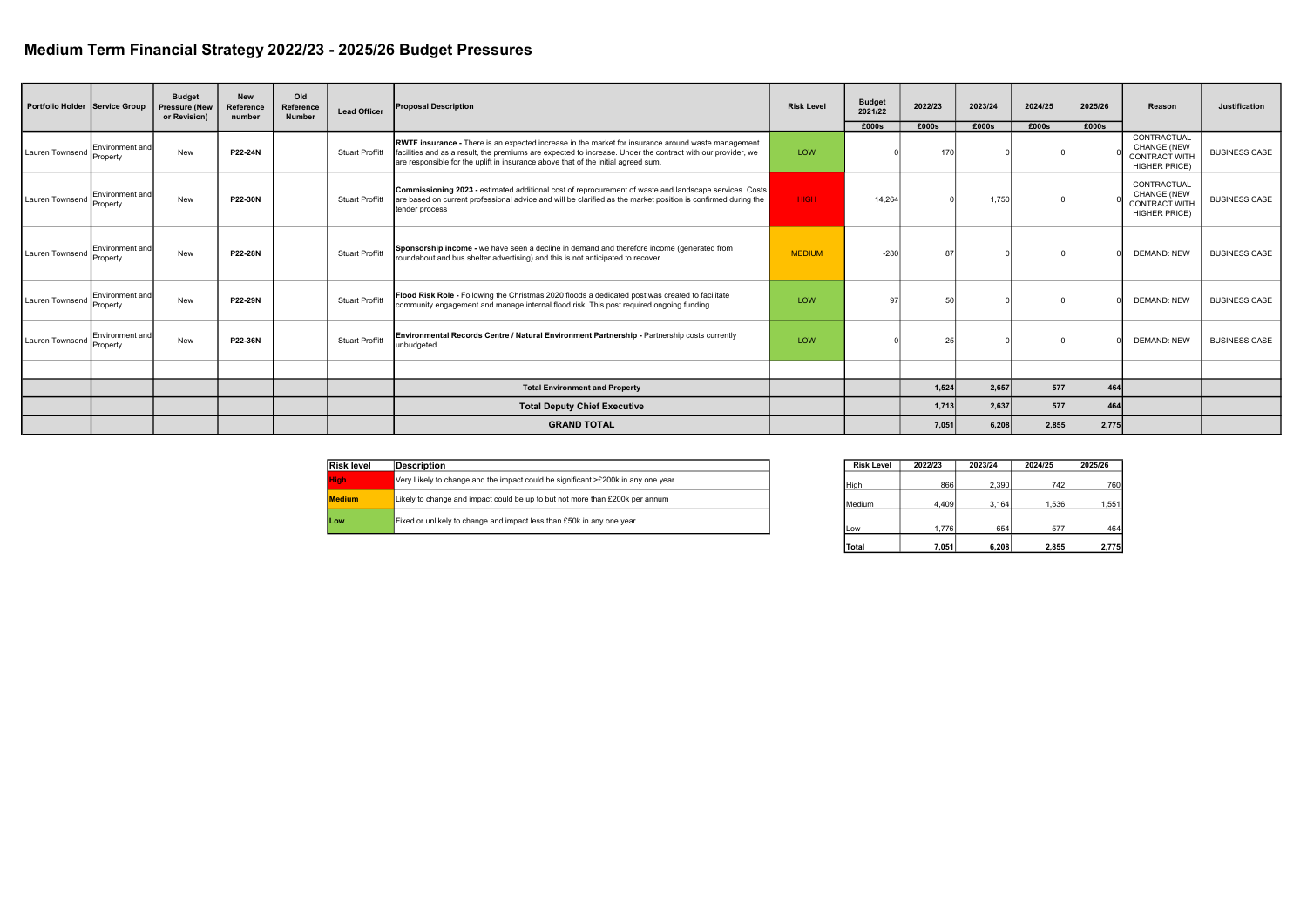# Medium Term Financial Strategy 2022/23 - 2025/26 Budget Pressures

| Portfolio Holder | Service Group | Budget Pressure (New or Revision) | New Reference number | Old Reference Number | Lead Officer | Proposal Description | Risk Level | Budget 2021/22 | 2022/23 | 2023/24 | 2024/25 | 2025/26 | Reason | Justification |
|---|---|---|---|---|---|---|---|---|---|---|---|---|---|---|
| | | | | | | | | £000s | £000s | £000s | £000s | £000s | | |
| Lauren Townsend | Environment and Property | New | P22-24N | | Stuart Proffitt | **RWTF insurance -** There is an expected increase in the market for insurance around waste management facilities and as a result, the premiums are expected to increase. Under the contract with our provider, we are responsible for the uplift in insurance above that of the initial agreed sum. | LOW | 0 | 170 | 0 | 0 | 0 | CONTRACTUAL CHANGE (NEW CONTRACT WITH HIGHER PRICE) | BUSINESS CASE |
| Lauren Townsend | Environment and Property | New | P22-30N | | Stuart Proffitt | **Commissioning 2023 -** estimated additional cost of reprocurement of waste and landscape services. Costs are based on current professional advice and will be clarified as the market position is confirmed during the tender process | HIGH | 14,264 | 0 | 1,750 | 0 | 0 | CONTRACTUAL CHANGE (NEW CONTRACT WITH HIGHER PRICE) | BUSINESS CASE |
| Lauren Townsend | Environment and Property | New | P22-28N | | Stuart Proffitt | **Sponsorship income -** we have seen a decline in demand and therefore income (generated from roundabout and bus shelter advertising) and this is not anticipated to recover. | MEDIUM | -280 | 87 | 0 | 0 | 0 | DEMAND: NEW | BUSINESS CASE |
| Lauren Townsend | Environment and Property | New | P22-29N | | Stuart Proffitt | **Flood Risk Role -** Following the Christmas 2020 floods a dedicated post was created to facilitate community engagement and manage internal flood risk. This post required ongoing funding. | LOW | 97 | 50 | 0 | 0 | 0 | DEMAND: NEW | BUSINESS CASE |
| Lauren Townsend | Environment and Property | New | P22-36N | | Stuart Proffitt | **Environmental Records Centre / Natural Environment Partnership -** Partnership costs currently unbudgeted | LOW | 0 | 25 | 0 | 0 | 0 | DEMAND: NEW | BUSINESS CASE |
| | | | | | | | | | | | | | | |
| | | | | | | **Total Environment and Property** | | | 1,524 | 2,657 | 577 | 464 | | |
| | | | | | | **Total Deputy Chief Executive** | | | 1,713 | 2,637 | 577 | 464 | | |
| | | | | | | **GRAND TOTAL** | | | 7,051 | 6,208 | 2,855 | 2,775 | | |

| Risk level | Description |
|---|---|
| High | Very Likely to change and the impact could be significant >£200k in any one year |
| Medium | Likely to change and impact could be up to but not more than £200k per annum |
| Low | Fixed or unlikely to change and impact less than £50k in any one year |

| Risk Level | 2022/23 | 2023/24 | 2024/25 | 2025/26 |
|---|---|---|---|---|
| High | 866 | 2,390 | 742 | 760 |
| Medium | 4,409 | 3,164 | 1,536 | 1,551 |
| Low | 1,776 | 654 | 577 | 464 |
| **Total** | **7,051** | **6,208** | **2,855** | **2,775** |